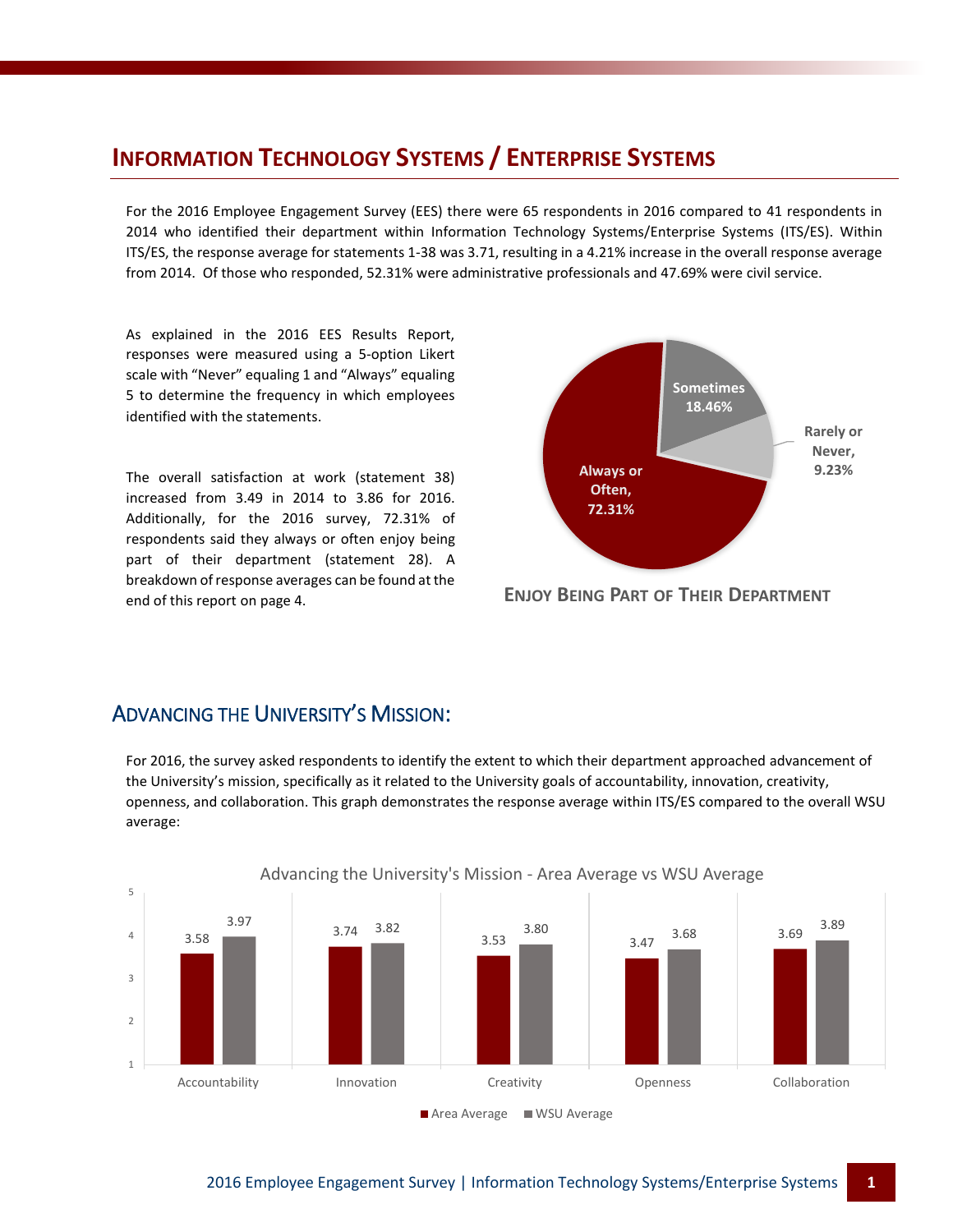# Information Technology Systems / Enterprise Systems

For the 2016 Employee Engagement Survey (EES) there were 65 respondents in 2016 compared to 41 respondents in 2014 who identified their department within Information Technology Systems/Enterprise Systems (ITS/ES). Within ITS/ES, the response average for statements 1-38 was 3.71, resulting in a 4.21% increase in the overall response average from 2014. Of those who responded, 52.31% were administrative professionals and 47.69% were civil service.

As explained in the 2016 EES Results Report, responses were measured using a 5-option Likert scale with "Never" equaling 1 and "Always" equaling 5 to determine the frequency in which employees identified with the statements.

The overall satisfaction at work (statement 38) increased from 3.49 in 2014 to 3.86 for 2016. Additionally, for the 2016 survey, 72.31% of respondents said they always or often enjoy being part of their department (statement 28). A breakdown of response averages can be found at the end of this report on page 4.

| Response | Percentage |
|---|---|
| Always or Often | 72.31% |
| Sometimes | 18.46% |
| Rarely or Never | 9.23% |

**Enjoy Being Part of Their Department**

## Advancing the University's Mission:

For 2016, the survey asked respondents to identify the extent to which their department approached advancement of the University's mission, specifically as it related to the University goals of accountability, innovation, creativity, openness, and collaboration. This graph demonstrates the response average within ITS/ES compared to the overall WSU average:

**Advancing the University's Mission - Area Average vs WSU Average**

| | Area Average | WSU Average |
|---|---|---|
| Accountability | 3.58 | 3.97 |
| Innovation | 3.74 | 3.82 |
| Creativity | 3.53 | 3.80 |
| Openness | 3.47 | 3.68 |
| Collaboration | 3.69 | 3.89 |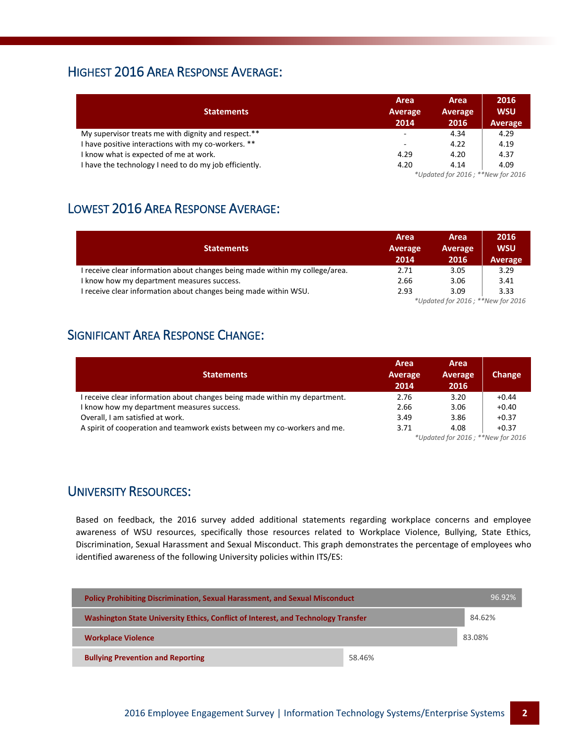## HIGHEST 2016 AREA RESPONSE AVERAGE:

| Statements | Area Average 2014 | Area Average 2016 | 2016 WSU Average |
|---|---|---|---|
| My supervisor treats me with dignity and respect.** | - | 4.34 | 4.29 |
| I have positive interactions with my co-workers. ** | - | 4.22 | 4.19 |
| I know what is expected of me at work. | 4.29 | 4.20 | 4.37 |
| I have the technology I need to do my job efficiently. | 4.20 | 4.14 | 4.09 |

*\*Updated for 2016 ; \*\*New for 2016*

## LOWEST 2016 AREA RESPONSE AVERAGE:

| Statements | Area Average 2014 | Area Average 2016 | 2016 WSU Average |
|---|---|---|---|
| I receive clear information about changes being made within my college/area. | 2.71 | 3.05 | 3.29 |
| I know how my department measures success. | 2.66 | 3.06 | 3.41 |
| I receive clear information about changes being made within WSU. | 2.93 | 3.09 | 3.33 |

*\*Updated for 2016 ; \*\*New for 2016*

## SIGNIFICANT AREA RESPONSE CHANGE:

| Statements | Area Average 2014 | Area Average 2016 | Change |
|---|---|---|---|
| I receive clear information about changes being made within my department. | 2.76 | 3.20 | +0.44 |
| I know how my department measures success. | 2.66 | 3.06 | +0.40 |
| Overall, I am satisfied at work. | 3.49 | 3.86 | +0.37 |
| A spirit of cooperation and teamwork exists between my co-workers and me. | 3.71 | 4.08 | +0.37 |

*\*Updated for 2016 ; \*\*New for 2016*

## UNIVERSITY RESOURCES:

Based on feedback, the 2016 survey added additional statements regarding workplace concerns and employee awareness of WSU resources, specifically those resources related to Workplace Violence, Bullying, State Ethics, Discrimination, Sexual Harassment and Sexual Misconduct. This graph demonstrates the percentage of employees who identified awareness of the following University policies within ITS/ES:

| Policy | Awareness |
|---|---|
| Policy Prohibiting Discrimination, Sexual Harassment, and Sexual Misconduct | 96.92% |
| Washington State University Ethics, Conflict of Interest, and Technology Transfer | 84.62% |
| Workplace Violence | 83.08% |
| Bullying Prevention and Reporting | 58.46% |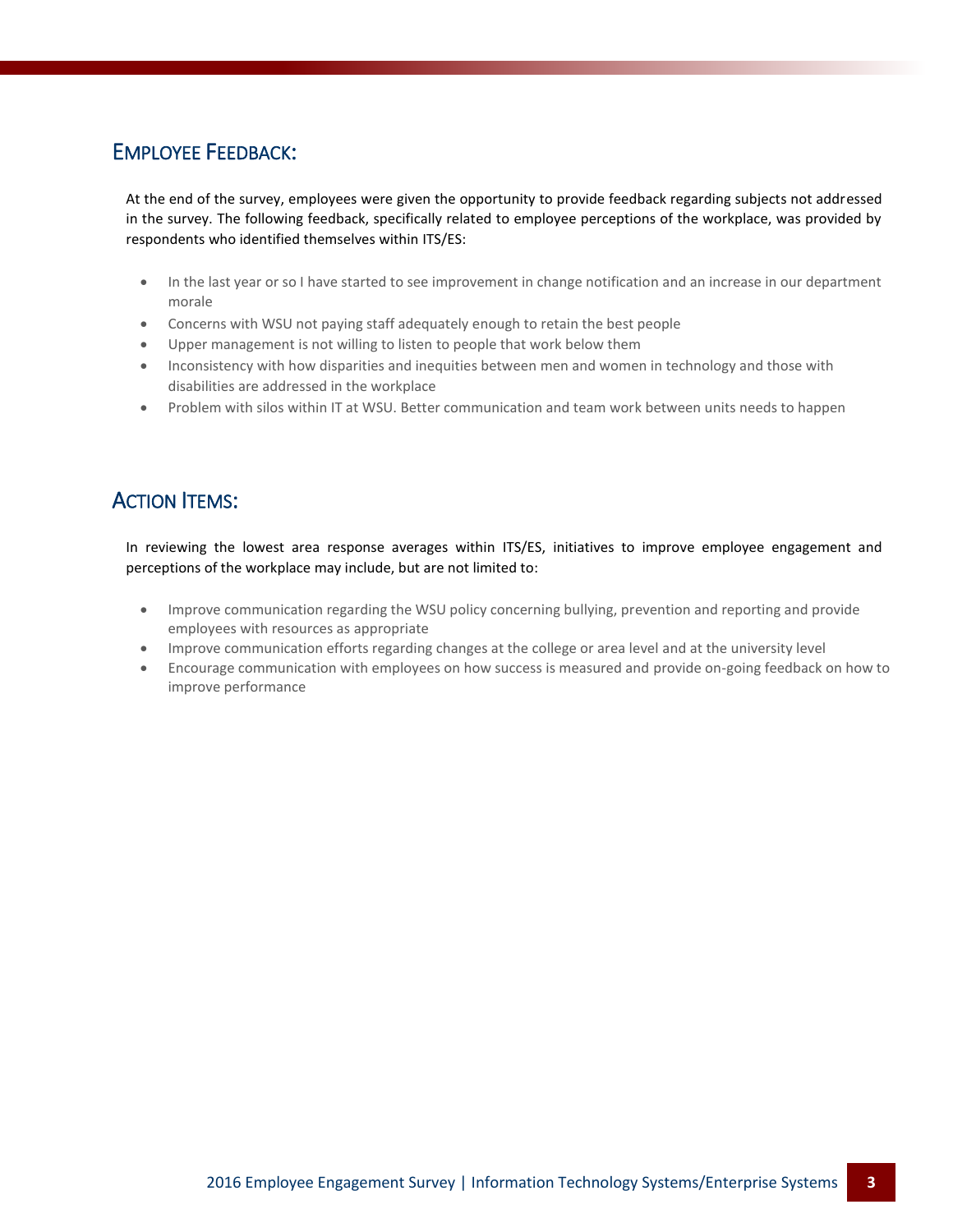## Employee Feedback:

At the end of the survey, employees were given the opportunity to provide feedback regarding subjects not addressed in the survey. The following feedback, specifically related to employee perceptions of the workplace, was provided by respondents who identified themselves within ITS/ES:

- In the last year or so I have started to see improvement in change notification and an increase in our department morale
- Concerns with WSU not paying staff adequately enough to retain the best people
- Upper management is not willing to listen to people that work below them
- Inconsistency with how disparities and inequities between men and women in technology and those with disabilities are addressed in the workplace
- Problem with silos within IT at WSU. Better communication and team work between units needs to happen

## Action Items:

In reviewing the lowest area response averages within ITS/ES, initiatives to improve employee engagement and perceptions of the workplace may include, but are not limited to:

- Improve communication regarding the WSU policy concerning bullying, prevention and reporting and provide employees with resources as appropriate
- Improve communication efforts regarding changes at the college or area level and at the university level
- Encourage communication with employees on how success is measured and provide on-going feedback on how to improve performance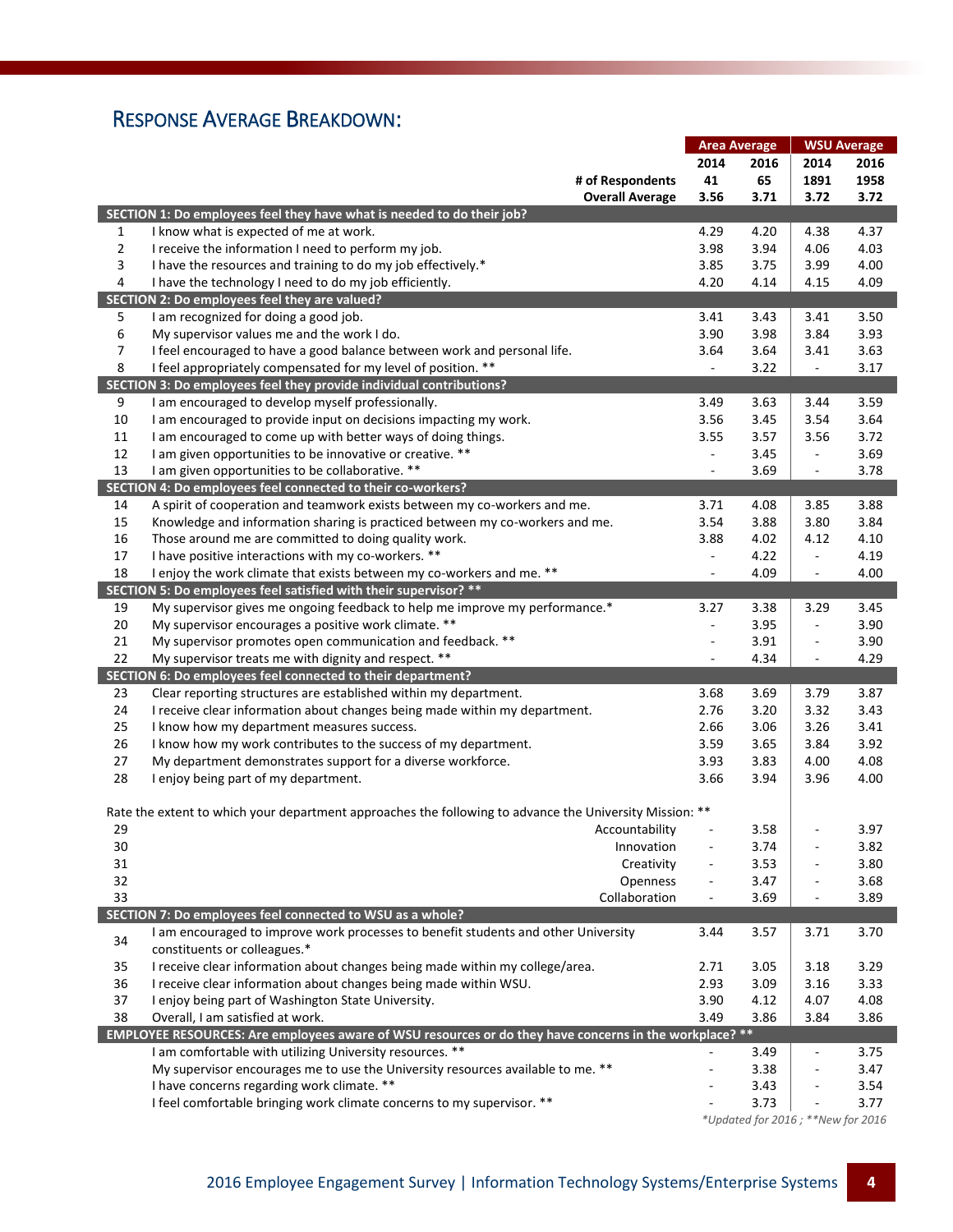## Response Average Breakdown:

| | | Area Average | | WSU Average | |
|---|---|---|---|---|---|
| | | 2014 | 2016 | 2014 | 2016 |
| | **# of Respondents** | 41 | 65 | 1891 | 1958 |
| | **Overall Average** | 3.56 | 3.71 | 3.72 | 3.72 |
| | **SECTION 1: Do employees feel they have what is needed to do their job?** | | | | |
| 1 | I know what is expected of me at work. | 4.29 | 4.20 | 4.38 | 4.37 |
| 2 | I receive the information I need to perform my job. | 3.98 | 3.94 | 4.06 | 4.03 |
| 3 | I have the resources and training to do my job effectively.* | 3.85 | 3.75 | 3.99 | 4.00 |
| 4 | I have the technology I need to do my job efficiently. | 4.20 | 4.14 | 4.15 | 4.09 |
| | **SECTION 2: Do employees feel they are valued?** | | | | |
| 5 | I am recognized for doing a good job. | 3.41 | 3.43 | 3.41 | 3.50 |
| 6 | My supervisor values me and the work I do. | 3.90 | 3.98 | 3.84 | 3.93 |
| 7 | I feel encouraged to have a good balance between work and personal life. | 3.64 | 3.64 | 3.41 | 3.63 |
| 8 | I feel appropriately compensated for my level of position. ** | - | 3.22 | - | 3.17 |
| | **SECTION 3: Do employees feel they provide individual contributions?** | | | | |
| 9 | I am encouraged to develop myself professionally. | 3.49 | 3.63 | 3.44 | 3.59 |
| 10 | I am encouraged to provide input on decisions impacting my work. | 3.56 | 3.45 | 3.54 | 3.64 |
| 11 | I am encouraged to come up with better ways of doing things. | 3.55 | 3.57 | 3.56 | 3.72 |
| 12 | I am given opportunities to be innovative or creative. ** | - | 3.45 | - | 3.69 |
| 13 | I am given opportunities to be collaborative. ** | - | 3.69 | - | 3.78 |
| | **SECTION 4: Do employees feel connected to their co-workers?** | | | | |
| 14 | A spirit of cooperation and teamwork exists between my co-workers and me. | 3.71 | 4.08 | 3.85 | 3.88 |
| 15 | Knowledge and information sharing is practiced between my co-workers and me. | 3.54 | 3.88 | 3.80 | 3.84 |
| 16 | Those around me are committed to doing quality work. | 3.88 | 4.02 | 4.12 | 4.10 |
| 17 | I have positive interactions with my co-workers. ** | - | 4.22 | - | 4.19 |
| 18 | I enjoy the work climate that exists between my co-workers and me. ** | - | 4.09 | - | 4.00 |
| | **SECTION 5: Do employees feel satisfied with their supervisor? \*\*** | | | | |
| 19 | My supervisor gives me ongoing feedback to help me improve my performance.* | 3.27 | 3.38 | 3.29 | 3.45 |
| 20 | My supervisor encourages a positive work climate. ** | - | 3.95 | - | 3.90 |
| 21 | My supervisor promotes open communication and feedback. ** | - | 3.91 | - | 3.90 |
| 22 | My supervisor treats me with dignity and respect. ** | - | 4.34 | - | 4.29 |
| | **SECTION 6: Do employees feel connected to their department?** | | | | |
| 23 | Clear reporting structures are established within my department. | 3.68 | 3.69 | 3.79 | 3.87 |
| 24 | I receive clear information about changes being made within my department. | 2.76 | 3.20 | 3.32 | 3.43 |
| 25 | I know how my department measures success. | 2.66 | 3.06 | 3.26 | 3.41 |
| 26 | I know how my work contributes to the success of my department. | 3.59 | 3.65 | 3.84 | 3.92 |
| 27 | My department demonstrates support for a diverse workforce. | 3.93 | 3.83 | 4.00 | 4.08 |
| 28 | I enjoy being part of my department. | 3.66 | 3.94 | 3.96 | 4.00 |
| | Rate the extent to which your department approaches the following to advance the University Mission: ** | | | | |
| 29 | Accountability | - | 3.58 | - | 3.97 |
| 30 | Innovation | - | 3.74 | - | 3.82 |
| 31 | Creativity | - | 3.53 | - | 3.80 |
| 32 | Openness | - | 3.47 | - | 3.68 |
| 33 | Collaboration | - | 3.69 | - | 3.89 |
| | **SECTION 7: Do employees feel connected to WSU as a whole?** | | | | |
| 34 | I am encouraged to improve work processes to benefit students and other University constituents or colleagues.* | 3.44 | 3.57 | 3.71 | 3.70 |
| 35 | I receive clear information about changes being made within my college/area. | 2.71 | 3.05 | 3.18 | 3.29 |
| 36 | I receive clear information about changes being made within WSU. | 2.93 | 3.09 | 3.16 | 3.33 |
| 37 | I enjoy being part of Washington State University. | 3.90 | 4.12 | 4.07 | 4.08 |
| 38 | Overall, I am satisfied at work. | 3.49 | 3.86 | 3.84 | 3.86 |
| | **EMPLOYEE RESOURCES: Are employees aware of WSU resources or do they have concerns in the workplace? \*\*** | | | | |
| | I am comfortable with utilizing University resources. ** | - | 3.49 | - | 3.75 |
| | My supervisor encourages me to use the University resources available to me. ** | - | 3.38 | - | 3.47 |
| | I have concerns regarding work climate. ** | - | 3.43 | - | 3.54 |
| | I feel comfortable bringing work climate concerns to my supervisor. ** | - | 3.73 | - | 3.77 |

*\*Updated for 2016 ; \*\*New for 2016*